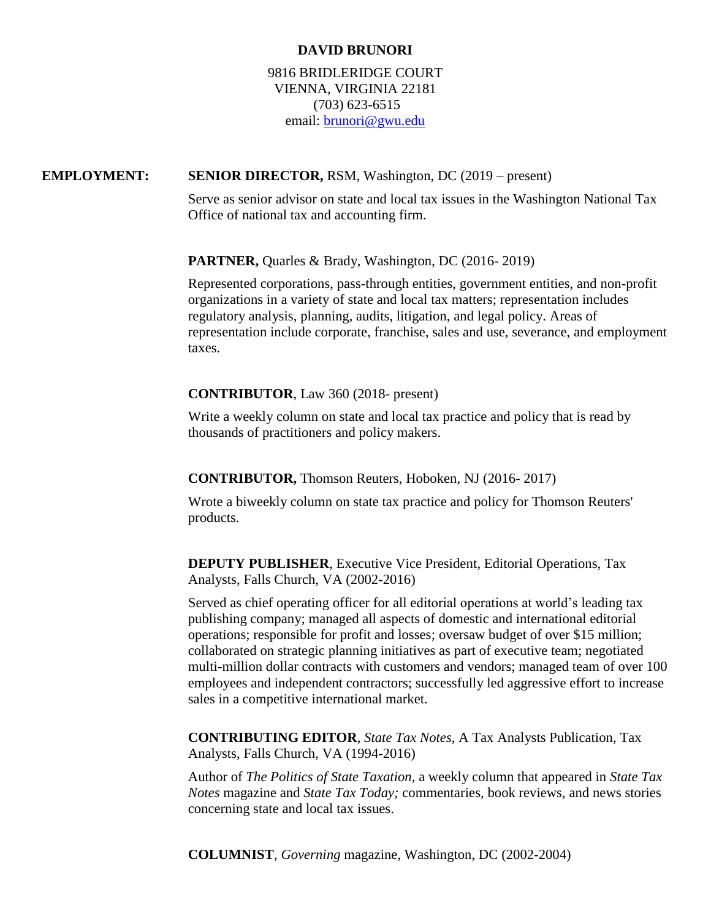# DAVID BRUNORI

9816 BRIDLERIDGE COURT
VIENNA, VIRGINIA 22181
(703) 623-6515
email: brunori@gwu.edu

## EMPLOYMENT:

**SENIOR DIRECTOR,** RSM, Washington, DC (2019 – present)

Serve as senior advisor on state and local tax issues in the Washington National Tax Office of national tax and accounting firm.

**PARTNER,** Quarles & Brady, Washington, DC (2016- 2019)

Represented corporations, pass-through entities, government entities, and non-profit organizations in a variety of state and local tax matters; representation includes regulatory analysis, planning, audits, litigation, and legal policy. Areas of representation include corporate, franchise, sales and use, severance, and employment taxes.

**CONTRIBUTOR**, Law 360 (2018- present)

Write a weekly column on state and local tax practice and policy that is read by thousands of practitioners and policy makers.

**CONTRIBUTOR,** Thomson Reuters, Hoboken, NJ (2016- 2017)

Wrote a biweekly column on state tax practice and policy for Thomson Reuters' products.

**DEPUTY PUBLISHER**, Executive Vice President, Editorial Operations, Tax Analysts, Falls Church, VA (2002-2016)

Served as chief operating officer for all editorial operations at world's leading tax publishing company; managed all aspects of domestic and international editorial operations; responsible for profit and losses; oversaw budget of over $15 million; collaborated on strategic planning initiatives as part of executive team; negotiated multi-million dollar contracts with customers and vendors; managed team of over 100 employees and independent contractors; successfully led aggressive effort to increase sales in a competitive international market.

**CONTRIBUTING EDITOR**, *State Tax Notes*, A Tax Analysts Publication, Tax Analysts, Falls Church, VA (1994-2016)

Author of *The Politics of State Taxation*, a weekly column that appeared in *State Tax Notes* magazine and *State Tax Today;* commentaries, book reviews, and news stories concerning state and local tax issues.

**COLUMNIST**, *Governing* magazine, Washington, DC (2002-2004)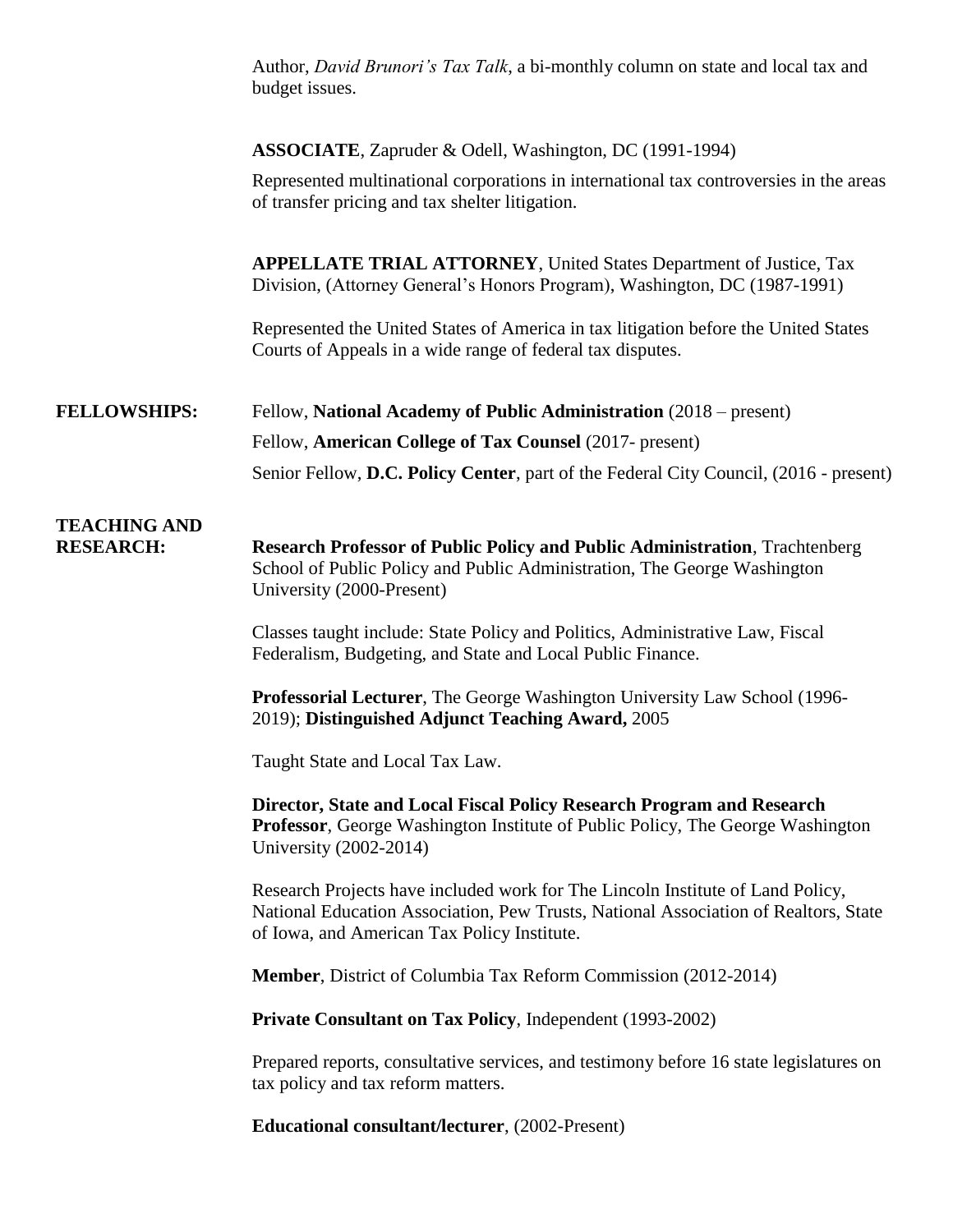Author, *David Brunori's Tax Talk*, a bi-monthly column on state and local tax and budget issues.

**ASSOCIATE**, Zapruder & Odell, Washington, DC (1991-1994)

Represented multinational corporations in international tax controversies in the areas of transfer pricing and tax shelter litigation.

**APPELLATE TRIAL ATTORNEY**, United States Department of Justice, Tax Division, (Attorney General's Honors Program), Washington, DC (1987-1991)

Represented the United States of America in tax litigation before the United States Courts of Appeals in a wide range of federal tax disputes.

**FELLOWSHIPS:**

Fellow, **National Academy of Public Administration** (2018 – present)

Fellow, **American College of Tax Counsel** (2017- present)

Senior Fellow, **D.C. Policy Center**, part of the Federal City Council, (2016 - present)

**TEACHING AND RESEARCH:**

**Research Professor of Public Policy and Public Administration**, Trachtenberg School of Public Policy and Public Administration, The George Washington University (2000-Present)

Classes taught include: State Policy and Politics, Administrative Law, Fiscal Federalism, Budgeting, and State and Local Public Finance.

**Professorial Lecturer**, The George Washington University Law School (1996-2019); **Distinguished Adjunct Teaching Award,** 2005

Taught State and Local Tax Law.

**Director, State and Local Fiscal Policy Research Program and Research Professor**, George Washington Institute of Public Policy, The George Washington University (2002-2014)

Research Projects have included work for The Lincoln Institute of Land Policy, National Education Association, Pew Trusts, National Association of Realtors, State of Iowa, and American Tax Policy Institute.

**Member**, District of Columbia Tax Reform Commission (2012-2014)

**Private Consultant on Tax Policy**, Independent (1993-2002)

Prepared reports, consultative services, and testimony before 16 state legislatures on tax policy and tax reform matters.

**Educational consultant/lecturer**, (2002-Present)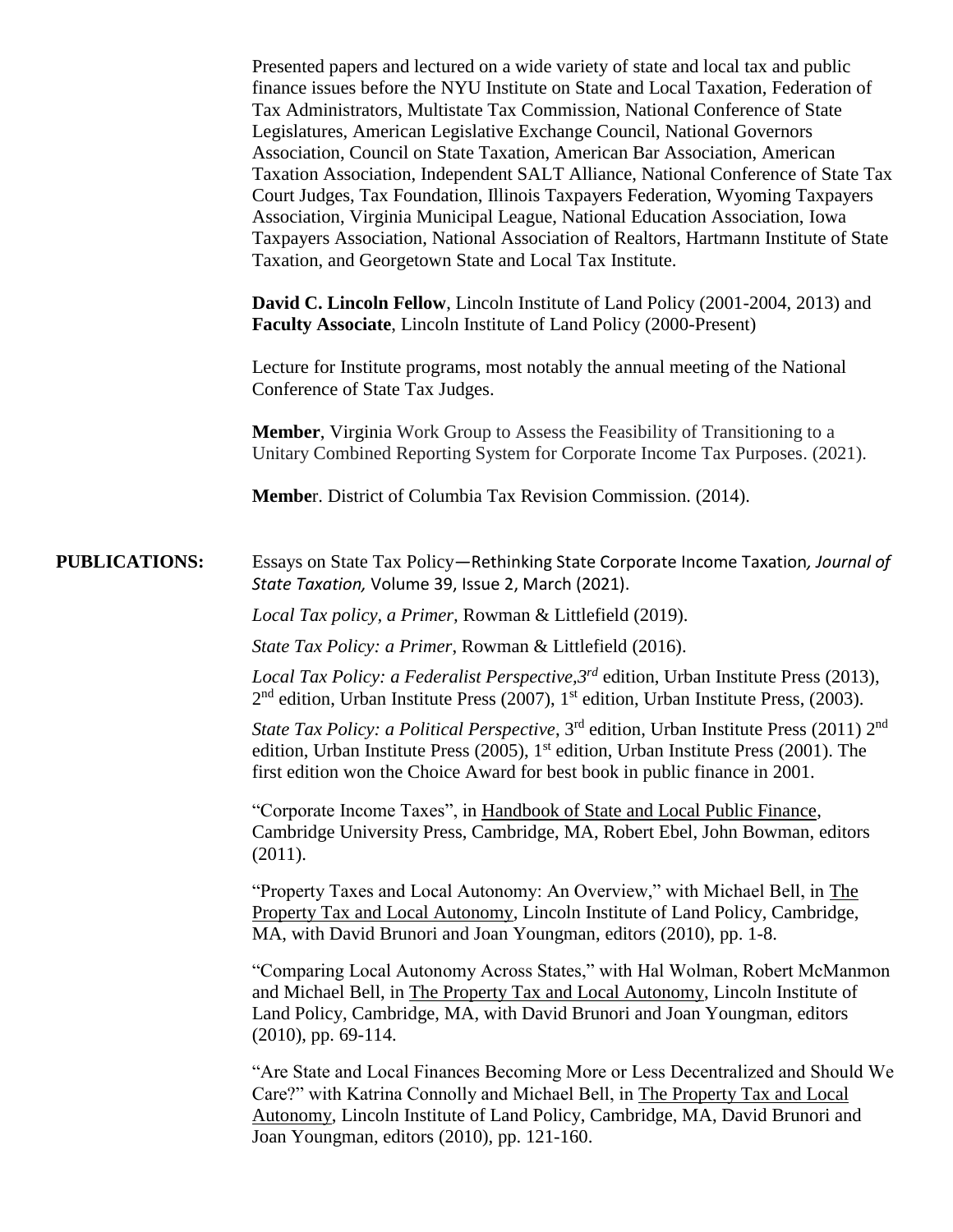Presented papers and lectured on a wide variety of state and local tax and public finance issues before the NYU Institute on State and Local Taxation, Federation of Tax Administrators, Multistate Tax Commission, National Conference of State Legislatures, American Legislative Exchange Council, National Governors Association, Council on State Taxation, American Bar Association, American Taxation Association, Independent SALT Alliance, National Conference of State Tax Court Judges, Tax Foundation, Illinois Taxpayers Federation, Wyoming Taxpayers Association, Virginia Municipal League, National Education Association, Iowa Taxpayers Association, National Association of Realtors, Hartmann Institute of State Taxation, and Georgetown State and Local Tax Institute.

**David C. Lincoln Fellow**, Lincoln Institute of Land Policy (2001-2004, 2013) and **Faculty Associate**, Lincoln Institute of Land Policy (2000-Present)

Lecture for Institute programs, most notably the annual meeting of the National Conference of State Tax Judges.

**Member**, Virginia Work Group to Assess the Feasibility of Transitioning to a Unitary Combined Reporting System for Corporate Income Tax Purposes. (2021).

**Membe**r. District of Columbia Tax Revision Commission. (2014).

**PUBLICATIONS:**

Essays on State Tax Policy—Rethinking State Corporate Income Taxation, *Journal of State Taxation,* Volume 39, Issue 2, March (2021).

*Local Tax policy, a Primer*, Rowman & Littlefield (2019).

*State Tax Policy: a Primer*, Rowman & Littlefield (2016).

*Local Tax Policy: a Federalist Perspective,3rd* edition, Urban Institute Press (2013), 2nd edition, Urban Institute Press (2007), 1st edition, Urban Institute Press, (2003).

*State Tax Policy: a Political Perspective*, 3rd edition, Urban Institute Press (2011) 2nd edition, Urban Institute Press (2005), 1st edition, Urban Institute Press (2001). The first edition won the Choice Award for best book in public finance in 2001.

"Corporate Income Taxes", in Handbook of State and Local Public Finance, Cambridge University Press, Cambridge, MA, Robert Ebel, John Bowman, editors (2011).

"Property Taxes and Local Autonomy: An Overview," with Michael Bell, in The Property Tax and Local Autonomy, Lincoln Institute of Land Policy, Cambridge, MA, with David Brunori and Joan Youngman, editors (2010), pp. 1-8.

"Comparing Local Autonomy Across States," with Hal Wolman, Robert McManmon and Michael Bell, in The Property Tax and Local Autonomy, Lincoln Institute of Land Policy, Cambridge, MA, with David Brunori and Joan Youngman, editors (2010), pp. 69-114.

"Are State and Local Finances Becoming More or Less Decentralized and Should We Care?" with Katrina Connolly and Michael Bell, in The Property Tax and Local Autonomy, Lincoln Institute of Land Policy, Cambridge, MA, David Brunori and Joan Youngman, editors (2010), pp. 121-160.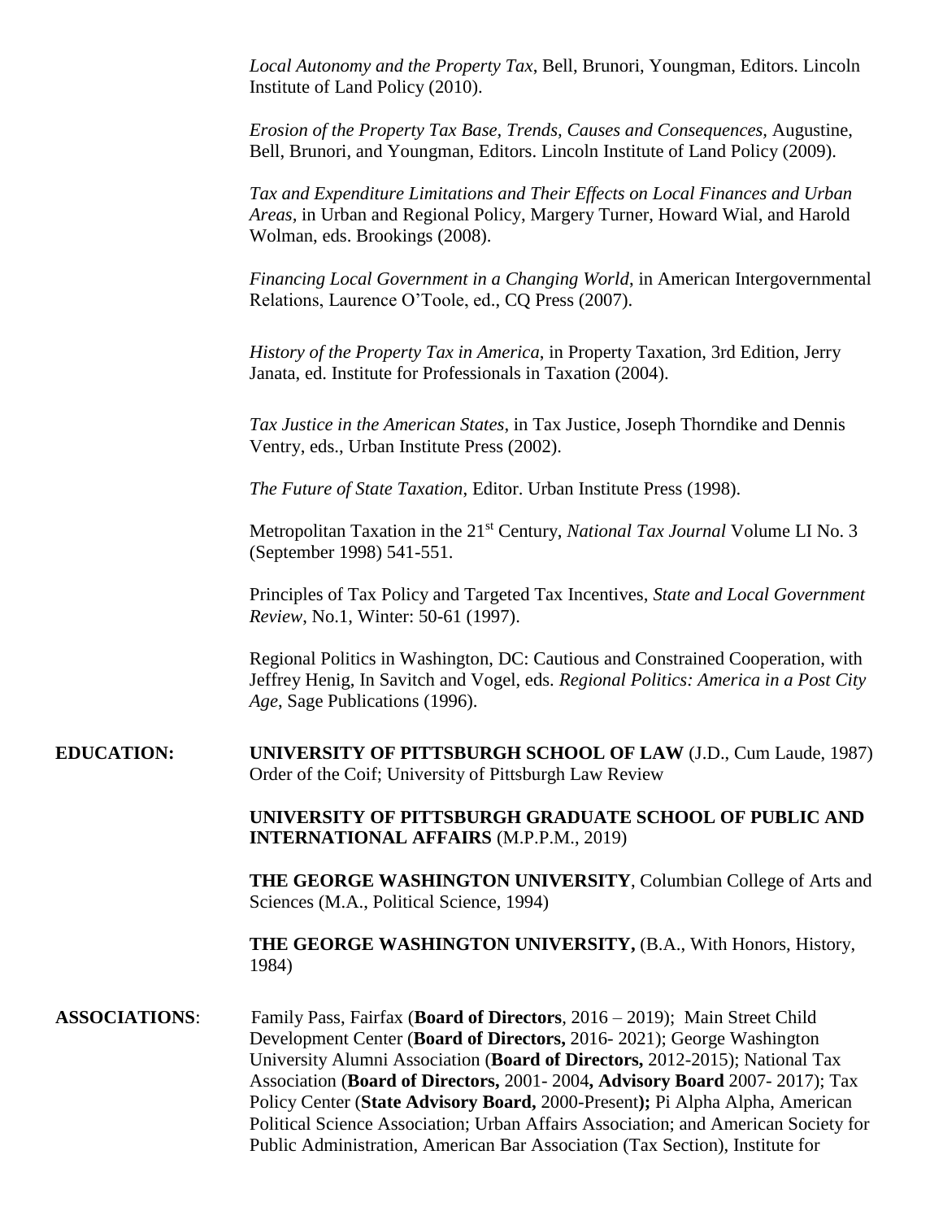*Local Autonomy and the Property Tax*, Bell, Brunori, Youngman, Editors. Lincoln Institute of Land Policy (2010).

*Erosion of the Property Tax Base, Trends, Causes and Consequences*, Augustine, Bell, Brunori, and Youngman, Editors. Lincoln Institute of Land Policy (2009).

*Tax and Expenditure Limitations and Their Effects on Local Finances and Urban Areas*, in Urban and Regional Policy, Margery Turner, Howard Wial, and Harold Wolman, eds. Brookings (2008).

*Financing Local Government in a Changing World*, in American Intergovernmental Relations, Laurence O'Toole, ed., CQ Press (2007).

*History of the Property Tax in America*, in Property Taxation, 3rd Edition, Jerry Janata, ed. Institute for Professionals in Taxation (2004).

*Tax Justice in the American States*, in Tax Justice, Joseph Thorndike and Dennis Ventry, eds., Urban Institute Press (2002).

*The Future of State Taxation*, Editor. Urban Institute Press (1998).

Metropolitan Taxation in the 21st Century, *National Tax Journal* Volume LI No. 3 (September 1998) 541-551.

Principles of Tax Policy and Targeted Tax Incentives, *State and Local Government Review*, No.1, Winter: 50-61 (1997).

Regional Politics in Washington, DC: Cautious and Constrained Cooperation, with Jeffrey Henig, In Savitch and Vogel, eds. *Regional Politics: America in a Post City Age*, Sage Publications (1996).

**EDUCATION:**

**UNIVERSITY OF PITTSBURGH SCHOOL OF LAW** (J.D., Cum Laude, 1987) Order of the Coif; University of Pittsburgh Law Review

**UNIVERSITY OF PITTSBURGH GRADUATE SCHOOL OF PUBLIC AND INTERNATIONAL AFFAIRS** (M.P.P.M., 2019)

**THE GEORGE WASHINGTON UNIVERSITY**, Columbian College of Arts and Sciences (M.A., Political Science, 1994)

**THE GEORGE WASHINGTON UNIVERSITY,** (B.A., With Honors, History, 1984)

**ASSOCIATIONS**:

Family Pass, Fairfax (**Board of Directors**, 2016 – 2019); Main Street Child Development Center (**Board of Directors,** 2016- 2021); George Washington University Alumni Association (**Board of Directors,** 2012-2015); National Tax Association (**Board of Directors,** 2001- 2004**, Advisory Board** 2007- 2017); Tax Policy Center (**State Advisory Board,** 2000-Present**);** Pi Alpha Alpha, American Political Science Association; Urban Affairs Association; and American Society for Public Administration, American Bar Association (Tax Section), Institute for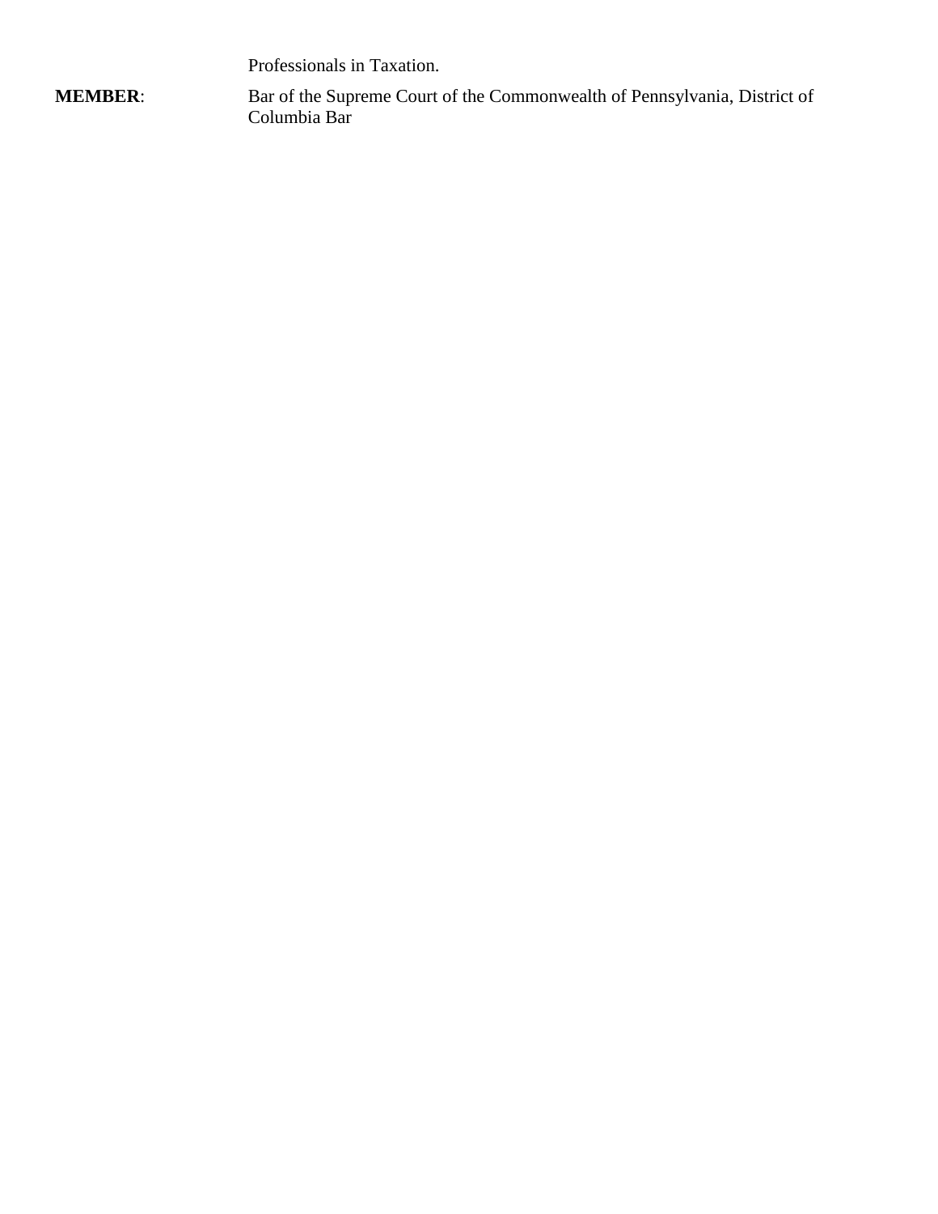Professionals in Taxation.

**MEMBER**: Bar of the Supreme Court of the Commonwealth of Pennsylvania, District of Columbia Bar